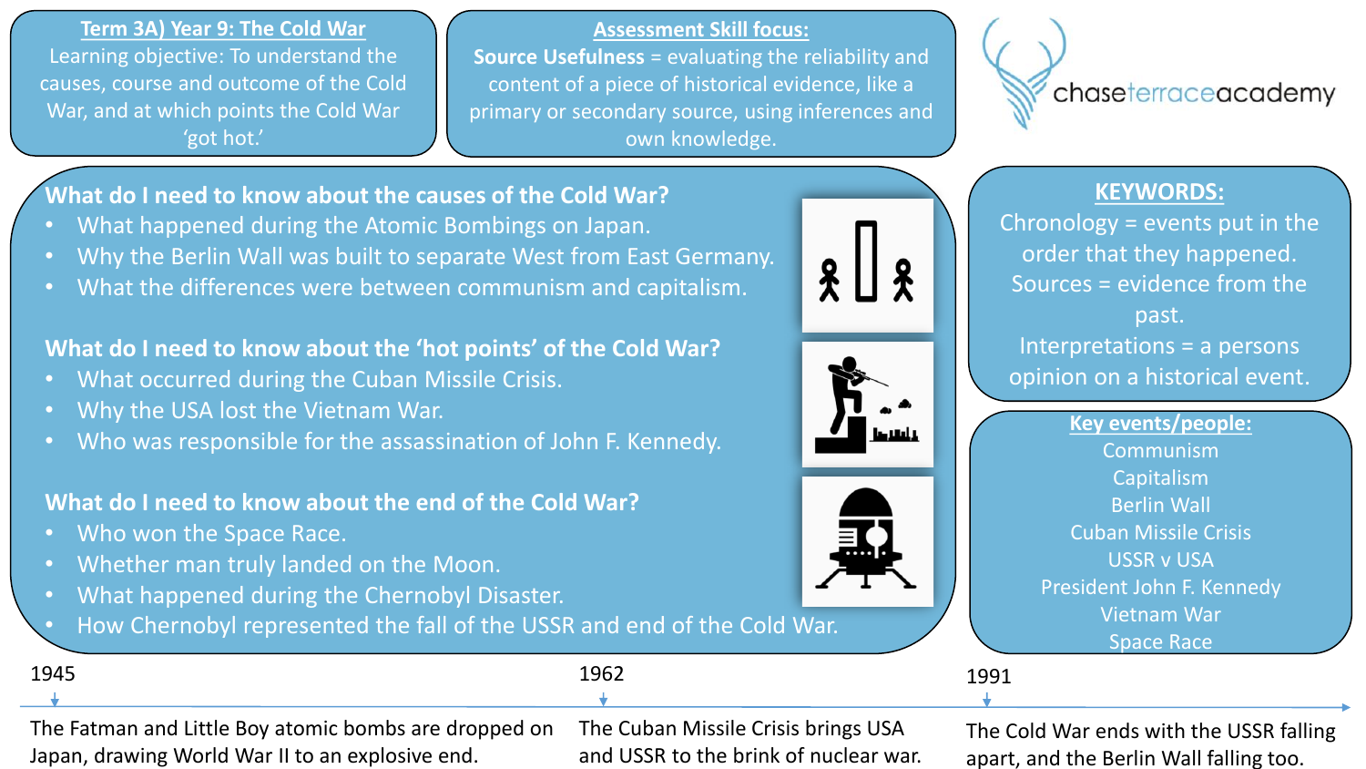## Term 3A) Year 9: The Cold War

Learning objective: To understand the causes, course and outcome of the Cold War, and at which points the Cold War 'got hot.'

## Assessment Skill focus:

**Source Usefulness** = evaluating the reliability and content of a piece of historical evidence, like a primary or secondary source, using inferences and own knowledge.

chaseterraceacademy

### What do I need to know about the causes of the Cold War?

- What happened during the Atomic Bombings on Japan.
- Why the Berlin Wall was built to separate West from East Germany.
- What the differences were between communism and capitalism.

### What do I need to know about the 'hot points' of the Cold War?

- What occurred during the Cuban Missile Crisis.
- Why the USA lost the Vietnam War.
- Who was responsible for the assassination of John F. Kennedy.

### What do I need to know about the end of the Cold War?

- Who won the Space Race.
- Whether man truly landed on the Moon.
- What happened during the Chernobyl Disaster.
- How Chernobyl represented the fall of the USSR and end of the Cold War.

## KEYWORDS:

Chronology = events put in the order that they happened.

Sources = evidence from the past.

Interpretations = a persons opinion on a historical event.

## Key events/people:

Communism
Capitalism
Berlin Wall
Cuban Missile Crisis
USSR v USA
President John F. Kennedy
Vietnam War
Space Race

## Timeline

**1945** – The Fatman and Little Boy atomic bombs are dropped on Japan, drawing World War II to an explosive end.

**1962** – The Cuban Missile Crisis brings USA and USSR to the brink of nuclear war.

**1991** – The Cold War ends with the USSR falling apart, and the Berlin Wall falling too.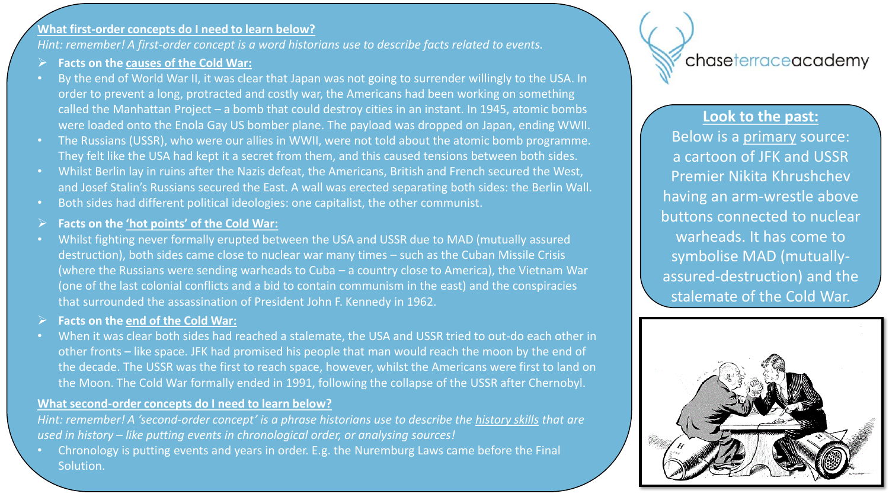**What first-order concepts do I need to learn below?**

*Hint: remember! A first-order concept is a word historians use to describe facts related to events.*

- **Facts on the causes of the Cold War:**
  - By the end of World War II, it was clear that Japan was not going to surrender willingly to the USA. In order to prevent a long, protracted and costly war, the Americans had been working on something called the Manhattan Project – a bomb that could destroy cities in an instant. In 1945, atomic bombs were loaded onto the Enola Gay US bomber plane. The payload was dropped on Japan, ending WWII.
  - The Russians (USSR), who were our allies in WWII, were not told about the atomic bomb programme. They felt like the USA had kept it a secret from them, and this caused tensions between both sides.
  - Whilst Berlin lay in ruins after the Nazis defeat, the Americans, British and French secured the West, and Josef Stalin's Russians secured the East. A wall was erected separating both sides: the Berlin Wall.
  - Both sides had different political ideologies: one capitalist, the other communist.
- **Facts on the 'hot points' of the Cold War:**
  - Whilst fighting never formally erupted between the USA and USSR due to MAD (mutually assured destruction), both sides came close to nuclear war many times – such as the Cuban Missile Crisis (where the Russians were sending warheads to Cuba – a country close to America), the Vietnam War (one of the last colonial conflicts and a bid to contain communism in the east) and the conspiracies that surrounded the assassination of President John F. Kennedy in 1962.
- **Facts on the end of the Cold War:**
  - When it was clear both sides had reached a stalemate, the USA and USSR tried to out-do each other in other fronts – like space. JFK had promised his people that man would reach the moon by the end of the decade. The USSR was the first to reach space, however, whilst the Americans were first to land on the Moon. The Cold War formally ended in 1991, following the collapse of the USSR after Chernobyl.

**What second-order concepts do I need to learn below?**

*Hint: remember! A 'second-order concept' is a phrase historians use to describe the history skills that are used in history – like putting events in chronological order, or analysing sources!*

- Chronology is putting events and years in order. E.g. the Nuremburg Laws came before the Final Solution.

chaseterraceacademy

**Look to the past:**

Below is a primary source: a cartoon of JFK and USSR Premier Nikita Khrushchev having an arm-wrestle above buttons connected to nuclear warheads. It has come to symbolise MAD (mutually-assured-destruction) and the stalemate of the Cold War.